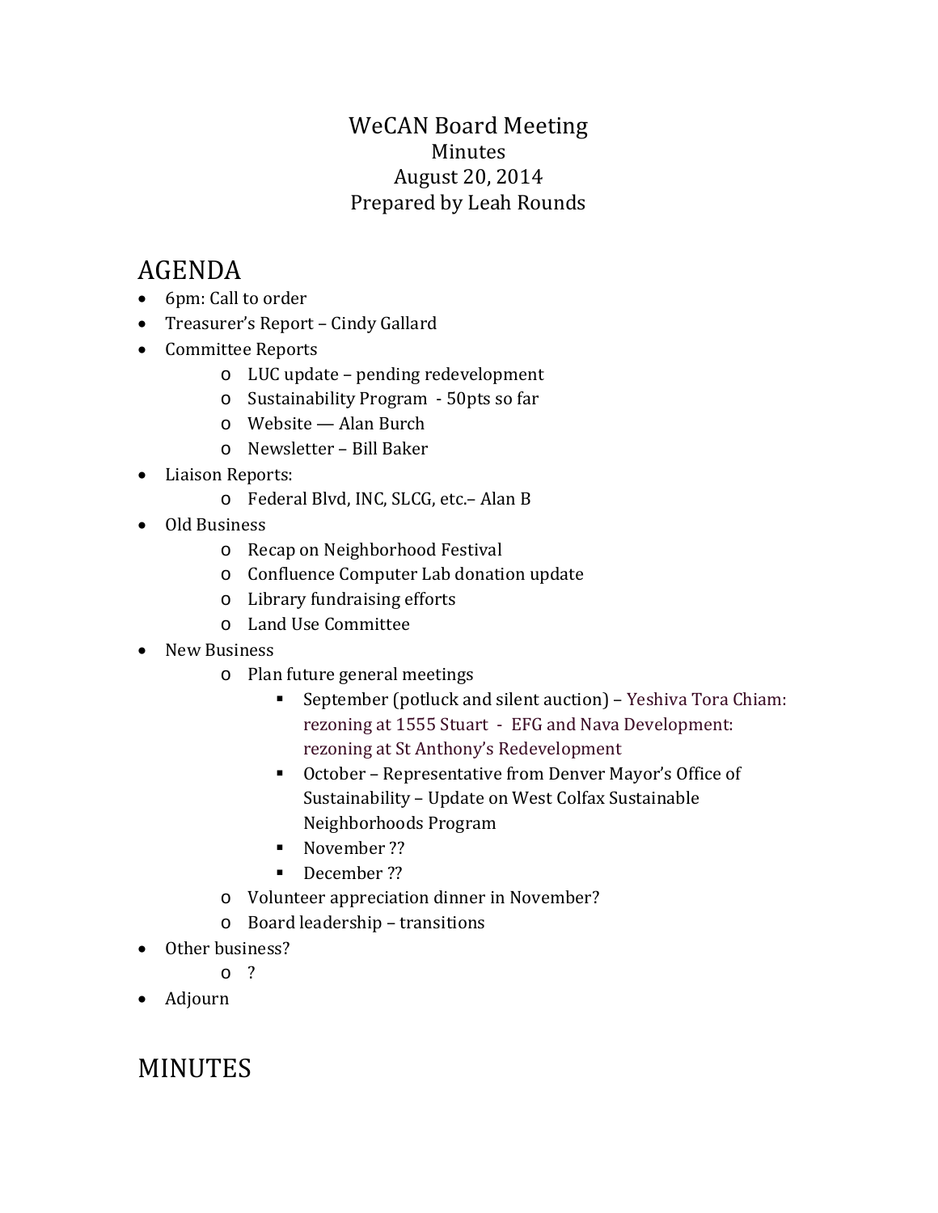# WeCAN Board Meeting

Minutes

August 20, 2014

Prepared by Leah Rounds

## AGENDA

- 6pm: Call to order
- Treasurer's Report – Cindy Gallard
- Committee Reports
  - LUC update – pending redevelopment
  - Sustainability Program - 50pts so far
  - Website — Alan Burch
  - Newsletter – Bill Baker
- Liaison Reports:
  - Federal Blvd, INC, SLCG, etc.– Alan B
- Old Business
  - Recap on Neighborhood Festival
  - Confluence Computer Lab donation update
  - Library fundraising efforts
  - Land Use Committee
- New Business
  - Plan future general meetings
    - September (potluck and silent auction) – Yeshiva Tora Chiam: rezoning at 1555 Stuart - EFG and Nava Development: rezoning at St Anthony's Redevelopment
    - October – Representative from Denver Mayor's Office of Sustainability – Update on West Colfax Sustainable Neighborhoods Program
    - November ??
    - December ??
  - Volunteer appreciation dinner in November?
  - Board leadership – transitions
- Other business?
  - ?
- Adjourn

## MINUTES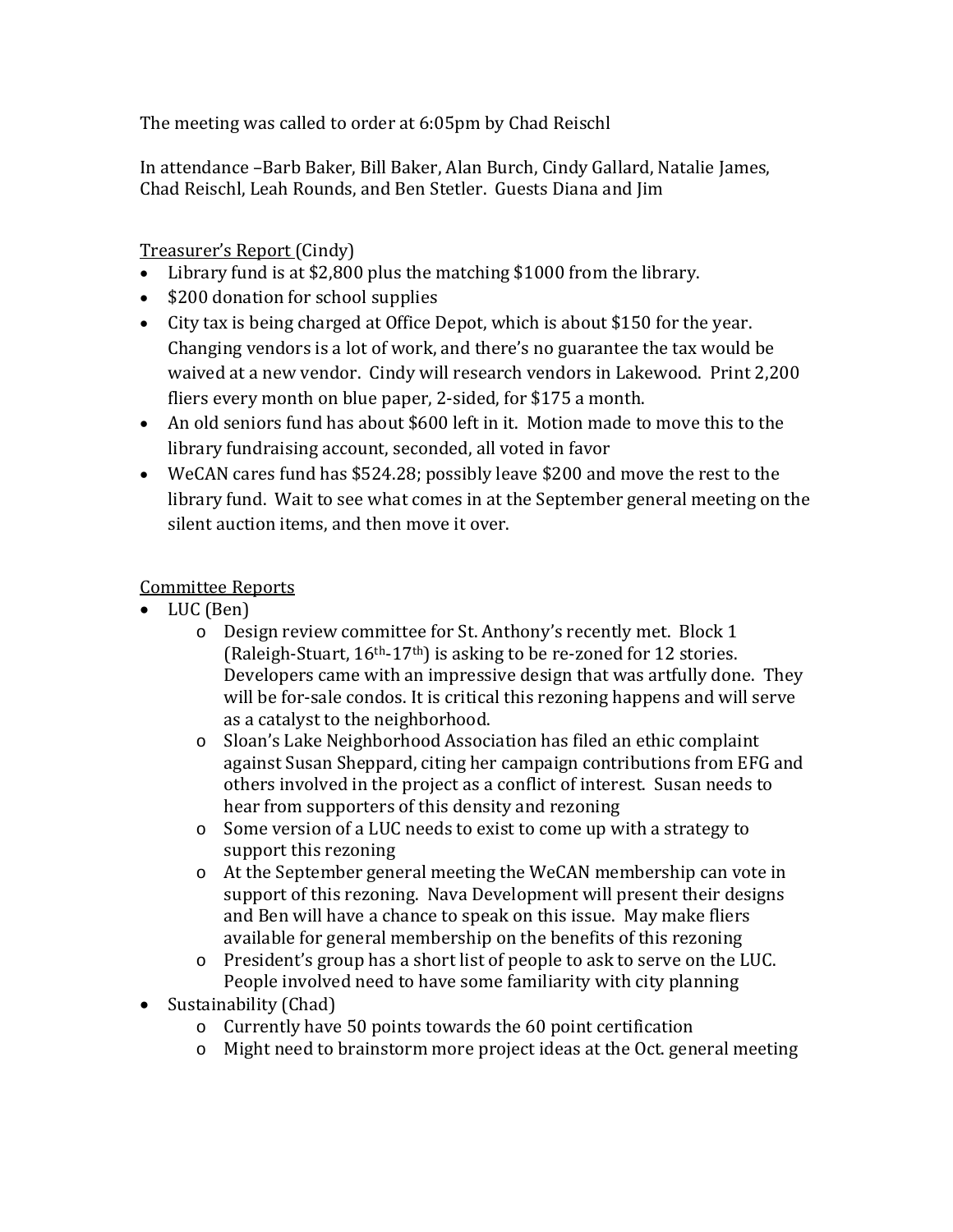The meeting was called to order at 6:05pm by Chad Reischl

In attendance –Barb Baker, Bill Baker, Alan Burch, Cindy Gallard, Natalie James, Chad Reischl, Leah Rounds, and Ben Stetler. Guests Diana and Jim

Treasurer's Report (Cindy)

- Library fund is at $2,800 plus the matching $1000 from the library.
- $200 donation for school supplies
- City tax is being charged at Office Depot, which is about $150 for the year. Changing vendors is a lot of work, and there's no guarantee the tax would be waived at a new vendor. Cindy will research vendors in Lakewood. Print 2,200 fliers every month on blue paper, 2-sided, for $175 a month.
- An old seniors fund has about $600 left in it. Motion made to move this to the library fundraising account, seconded, all voted in favor
- WeCAN cares fund has $524.28; possibly leave $200 and move the rest to the library fund. Wait to see what comes in at the September general meeting on the silent auction items, and then move it over.

Committee Reports

- LUC (Ben)
  - Design review committee for St. Anthony's recently met. Block 1 (Raleigh-Stuart, 16th-17th) is asking to be re-zoned for 12 stories. Developers came with an impressive design that was artfully done. They will be for-sale condos. It is critical this rezoning happens and will serve as a catalyst to the neighborhood.
  - Sloan's Lake Neighborhood Association has filed an ethic complaint against Susan Sheppard, citing her campaign contributions from EFG and others involved in the project as a conflict of interest. Susan needs to hear from supporters of this density and rezoning
  - Some version of a LUC needs to exist to come up with a strategy to support this rezoning
  - At the September general meeting the WeCAN membership can vote in support of this rezoning. Nava Development will present their designs and Ben will have a chance to speak on this issue. May make fliers available for general membership on the benefits of this rezoning
  - President's group has a short list of people to ask to serve on the LUC. People involved need to have some familiarity with city planning
- Sustainability (Chad)
  - Currently have 50 points towards the 60 point certification
  - Might need to brainstorm more project ideas at the Oct. general meeting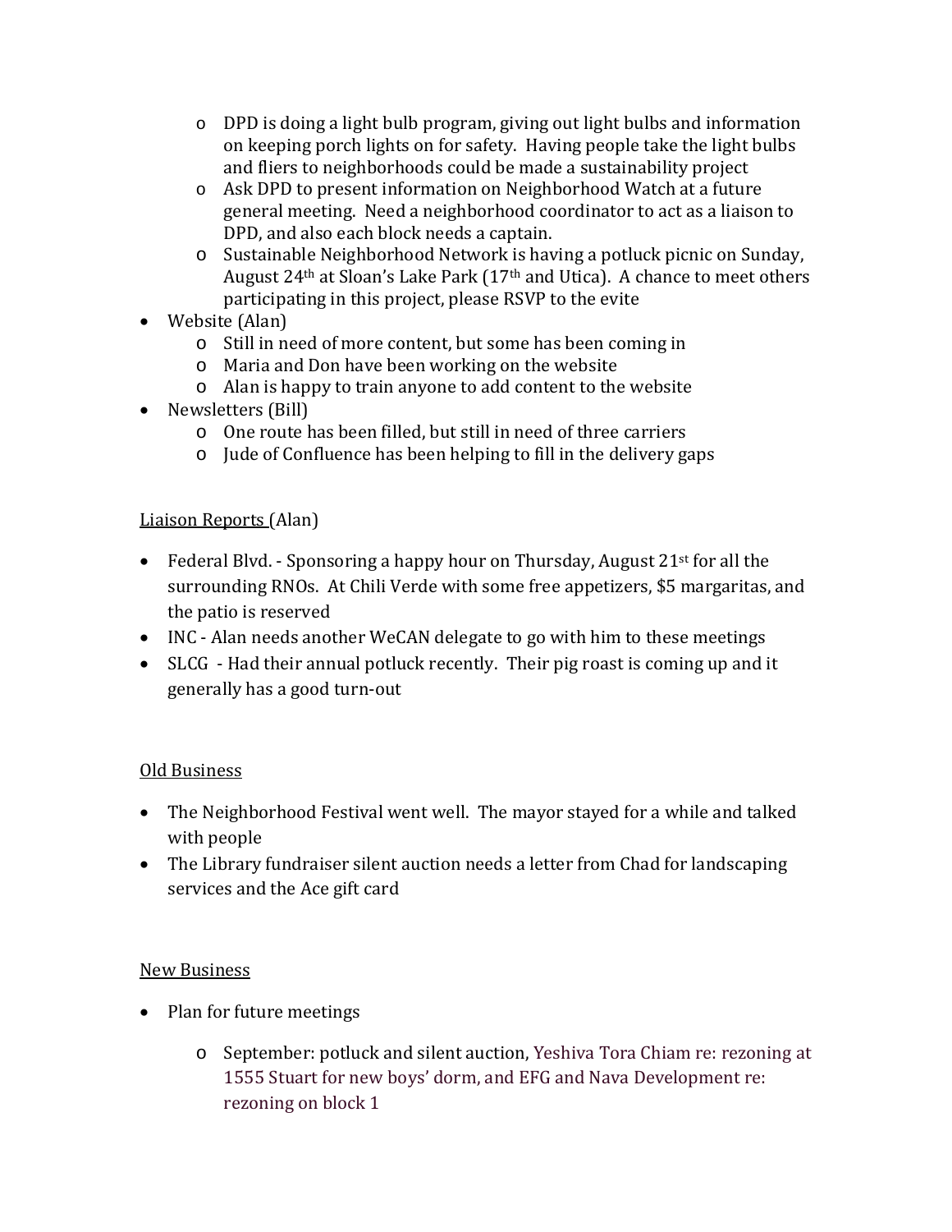- DPD is doing a light bulb program, giving out light bulbs and information on keeping porch lights on for safety. Having people take the light bulbs and fliers to neighborhoods could be made a sustainability project
  - Ask DPD to present information on Neighborhood Watch at a future general meeting. Need a neighborhood coordinator to act as a liaison to DPD, and also each block needs a captain.
  - Sustainable Neighborhood Network is having a potluck picnic on Sunday, August 24th at Sloan's Lake Park (17th and Utica). A chance to meet others participating in this project, please RSVP to the evite
- Website (Alan)
  - Still in need of more content, but some has been coming in
  - Maria and Don have been working on the website
  - Alan is happy to train anyone to add content to the website
- Newsletters (Bill)
  - One route has been filled, but still in need of three carriers
  - Jude of Confluence has been helping to fill in the delivery gaps

<u>Liaison Reports</u> (Alan)

- Federal Blvd. - Sponsoring a happy hour on Thursday, August 21st for all the surrounding RNOs. At Chili Verde with some free appetizers, $5 margaritas, and the patio is reserved
- INC - Alan needs another WeCAN delegate to go with him to these meetings
- SLCG - Had their annual potluck recently. Their pig roast is coming up and it generally has a good turn-out

<u>Old Business</u>

- The Neighborhood Festival went well. The mayor stayed for a while and talked with people
- The Library fundraiser silent auction needs a letter from Chad for landscaping services and the Ace gift card

<u>New Business</u>

- Plan for future meetings
  - September: potluck and silent auction, Yeshiva Tora Chiam re: rezoning at 1555 Stuart for new boys' dorm, and EFG and Nava Development re: rezoning on block 1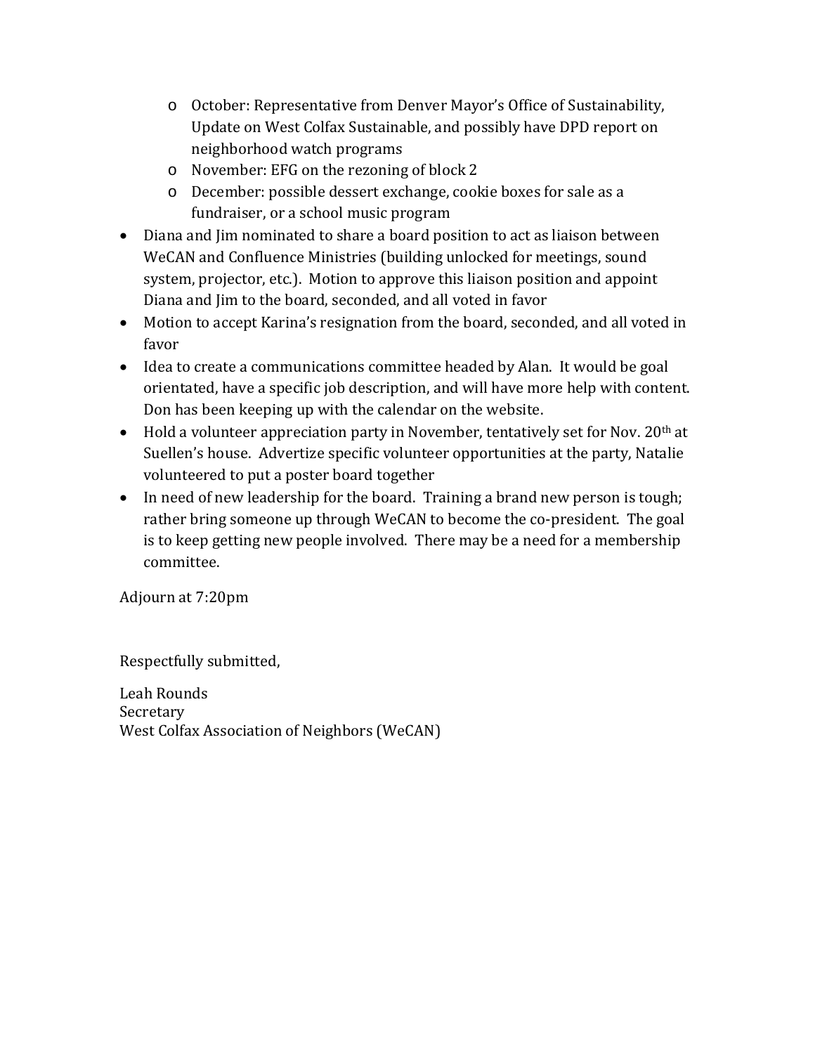- October: Representative from Denver Mayor's Office of Sustainability, Update on West Colfax Sustainable, and possibly have DPD report on neighborhood watch programs
  - November: EFG on the rezoning of block 2
  - December: possible dessert exchange, cookie boxes for sale as a fundraiser, or a school music program
- Diana and Jim nominated to share a board position to act as liaison between WeCAN and Confluence Ministries (building unlocked for meetings, sound system, projector, etc.). Motion to approve this liaison position and appoint Diana and Jim to the board, seconded, and all voted in favor
- Motion to accept Karina's resignation from the board, seconded, and all voted in favor
- Idea to create a communications committee headed by Alan. It would be goal orientated, have a specific job description, and will have more help with content. Don has been keeping up with the calendar on the website.
- Hold a volunteer appreciation party in November, tentatively set for Nov. 20th at Suellen's house. Advertize specific volunteer opportunities at the party, Natalie volunteered to put a poster board together
- In need of new leadership for the board. Training a brand new person is tough; rather bring someone up through WeCAN to become the co-president. The goal is to keep getting new people involved. There may be a need for a membership committee.

Adjourn at 7:20pm

Respectfully submitted,

Leah Rounds
Secretary
West Colfax Association of Neighbors (WeCAN)